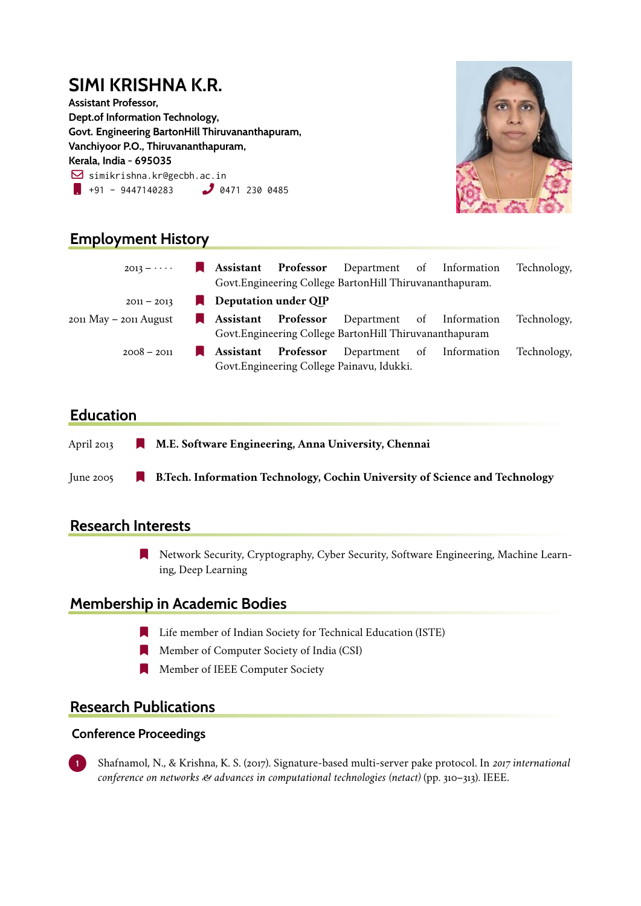# SIMI KRISHNA K.R.

**Assistant Professor,**
**Dept.of Information Technology,**
**Govt. Engineering BartonHill Thiruvananthapuram,**
**Vanchiyoor P.O., Thiruvananthapuram,**
**Kerala, India - 695035**

simikrishna.kr@gecbh.ac.in
+91 - 9447140283    0471 230 0485

## Employment History

- 2013 – · · · · **Assistant Professor** Department of Information Technology, Govt.Engineering College BartonHill Thiruvananthapuram.
- 2011 – 2013 **Deputation under QIP**
- 2011 May – 2011 August **Assistant Professor** Department of Information Technology, Govt.Engineering College BartonHill Thiruvananthapuram
- 2008 – 2011 **Assistant Professor** Department of Information Technology, Govt.Engineering College Painavu, Idukki.

## Education

- April 2013 **M.E. Software Engineering, Anna University, Chennai**
- June 2005 **B.Tech. Information Technology, Cochin University of Science and Technology**

## Research Interests

- Network Security, Cryptography, Cyber Security, Software Engineering, Machine Learning, Deep Learning

## Membership in Academic Bodies

- Life member of Indian Society for Technical Education (ISTE)
- Member of Computer Society of India (CSI)
- Member of IEEE Computer Society

## Research Publications

### Conference Proceedings

1. Shafnamol, N., & Krishna, K. S. (2017). Signature-based multi-server pake protocol. In *2017 international conference on networks & advances in computational technologies (netact)* (pp. 310–313). IEEE.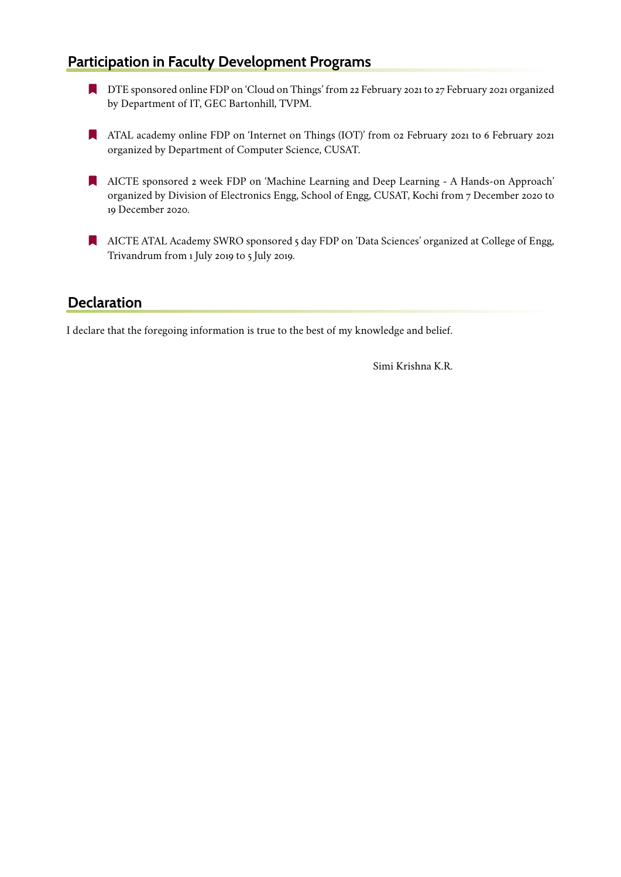## Participation in Faculty Development Programs

- DTE sponsored online FDP on 'Cloud on Things' from 22 February 2021 to 27 February 2021 organized by Department of IT, GEC Bartonhill, TVPM.

- ATAL academy online FDP on 'Internet on Things (IOT)' from 02 February 2021 to 6 February 2021 organized by Department of Computer Science, CUSAT.

- AICTE sponsored 2 week FDP on 'Machine Learning and Deep Learning - A Hands-on Approach' organized by Division of Electronics Engg, School of Engg, CUSAT, Kochi from 7 December 2020 to 19 December 2020.

- AICTE ATAL Academy SWRO sponsored 5 day FDP on 'Data Sciences' organized at College of Engg, Trivandrum from 1 July 2019 to 5 July 2019.

## Declaration

I declare that the foregoing information is true to the best of my knowledge and belief.

Simi Krishna K.R.